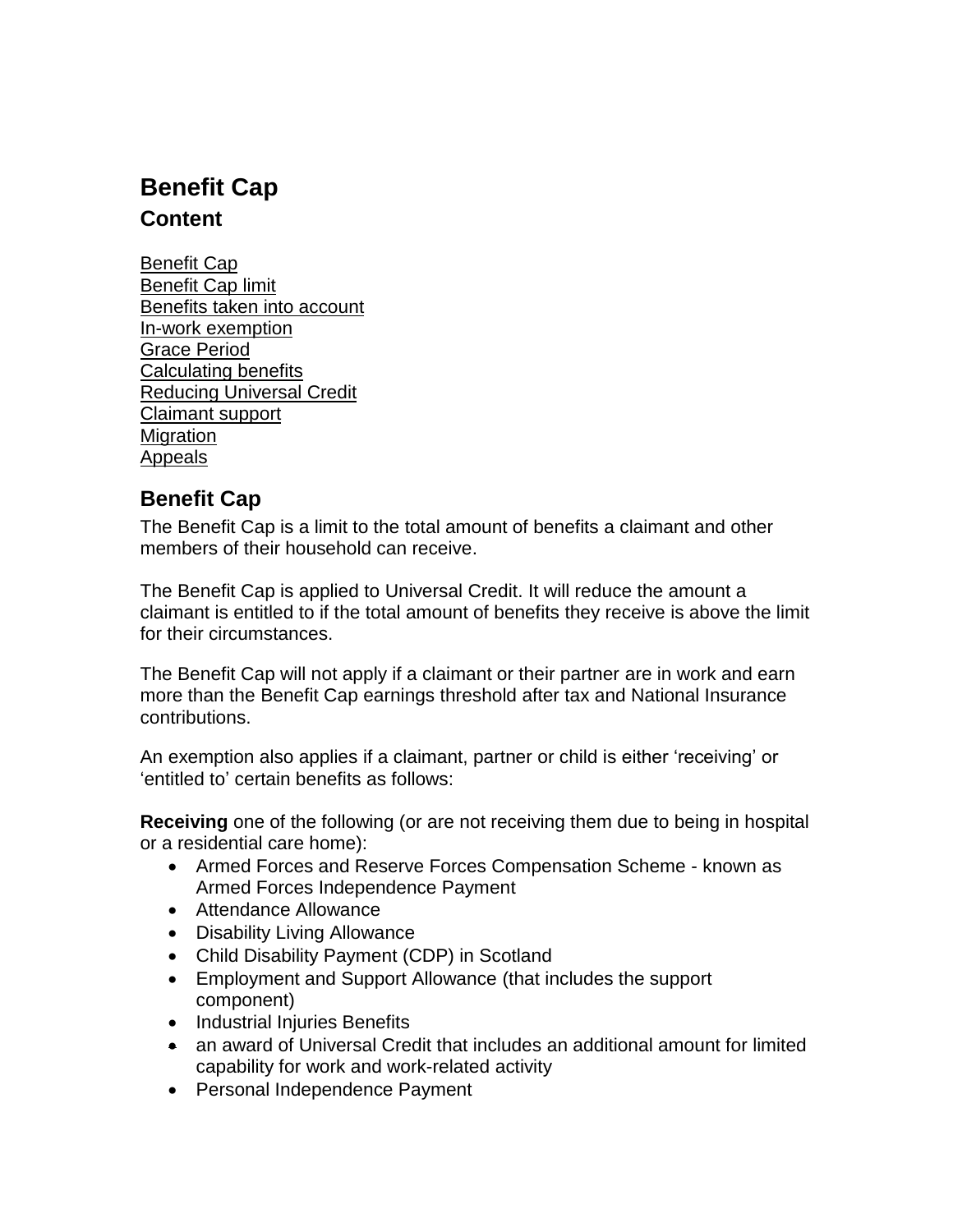# Benefit Cap

## Content

Benefit Cap
Benefit Cap limit
Benefits taken into account
In-work exemption
Grace Period
Calculating benefits
Reducing Universal Credit
Claimant support
Migration
Appeals

## Benefit Cap

The Benefit Cap is a limit to the total amount of benefits a claimant and other members of their household can receive.

The Benefit Cap is applied to Universal Credit. It will reduce the amount a claimant is entitled to if the total amount of benefits they receive is above the limit for their circumstances.

The Benefit Cap will not apply if a claimant or their partner are in work and earn more than the Benefit Cap earnings threshold after tax and National Insurance contributions.

An exemption also applies if a claimant, partner or child is either 'receiving' or 'entitled to' certain benefits as follows:

**Receiving** one of the following (or are not receiving them due to being in hospital or a residential care home):

- Armed Forces and Reserve Forces Compensation Scheme - known as Armed Forces Independence Payment
- Attendance Allowance
- Disability Living Allowance
- Child Disability Payment (CDP) in Scotland
- Employment and Support Allowance (that includes the support component)
- Industrial Injuries Benefits
- an award of Universal Credit that includes an additional amount for limited capability for work and work-related activity
- Personal Independence Payment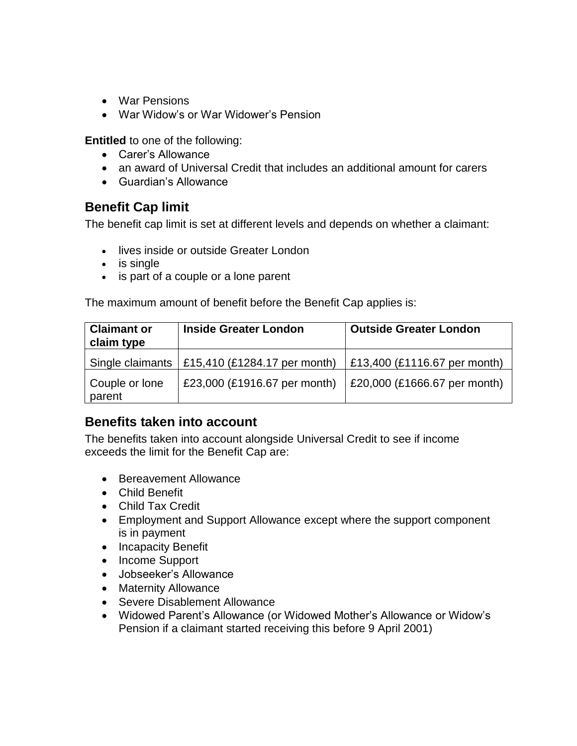- War Pensions
- War Widow's or War Widower's Pension

**Entitled** to one of the following:

- Carer's Allowance
- an award of Universal Credit that includes an additional amount for carers
- Guardian's Allowance

## Benefit Cap limit

The benefit cap limit is set at different levels and depends on whether a claimant:

- lives inside or outside Greater London
- is single
- is part of a couple or a lone parent

The maximum amount of benefit before the Benefit Cap applies is:

| Claimant or claim type | Inside Greater London | Outside Greater London |
|---|---|---|
| Single claimants | £15,410 (£1284.17 per month) | £13,400 (£1116.67 per month) |
| Couple or lone parent | £23,000 (£1916.67 per month) | £20,000 (£1666.67 per month) |

## Benefits taken into account

The benefits taken into account alongside Universal Credit to see if income exceeds the limit for the Benefit Cap are:

- Bereavement Allowance
- Child Benefit
- Child Tax Credit
- Employment and Support Allowance except where the support component is in payment
- Incapacity Benefit
- Income Support
- Jobseeker's Allowance
- Maternity Allowance
- Severe Disablement Allowance
- Widowed Parent's Allowance (or Widowed Mother's Allowance or Widow's Pension if a claimant started receiving this before 9 April 2001)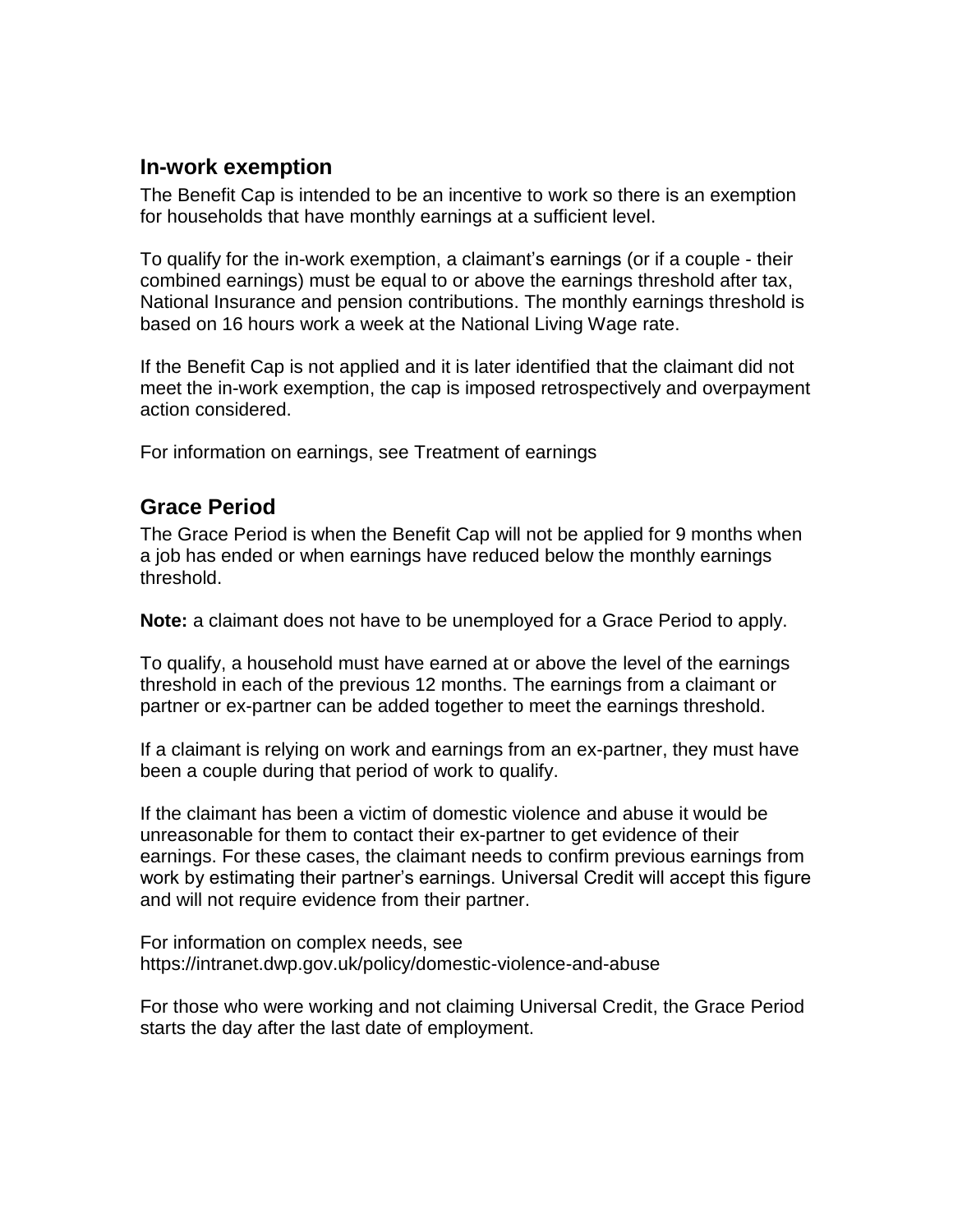## In-work exemption

The Benefit Cap is intended to be an incentive to work so there is an exemption for households that have monthly earnings at a sufficient level.

To qualify for the in-work exemption, a claimant's earnings (or if a couple - their combined earnings) must be equal to or above the earnings threshold after tax, National Insurance and pension contributions. The monthly earnings threshold is based on 16 hours work a week at the National Living Wage rate.

If the Benefit Cap is not applied and it is later identified that the claimant did not meet the in-work exemption, the cap is imposed retrospectively and overpayment action considered.

For information on earnings, see Treatment of earnings

## Grace Period

The Grace Period is when the Benefit Cap will not be applied for 9 months when a job has ended or when earnings have reduced below the monthly earnings threshold.

**Note:** a claimant does not have to be unemployed for a Grace Period to apply.

To qualify, a household must have earned at or above the level of the earnings threshold in each of the previous 12 months. The earnings from a claimant or partner or ex-partner can be added together to meet the earnings threshold.

If a claimant is relying on work and earnings from an ex-partner, they must have been a couple during that period of work to qualify.

If the claimant has been a victim of domestic violence and abuse it would be unreasonable for them to contact their ex-partner to get evidence of their earnings. For these cases, the claimant needs to confirm previous earnings from work by estimating their partner's earnings. Universal Credit will accept this figure and will not require evidence from their partner.

For information on complex needs, see https://intranet.dwp.gov.uk/policy/domestic-violence-and-abuse

For those who were working and not claiming Universal Credit, the Grace Period starts the day after the last date of employment.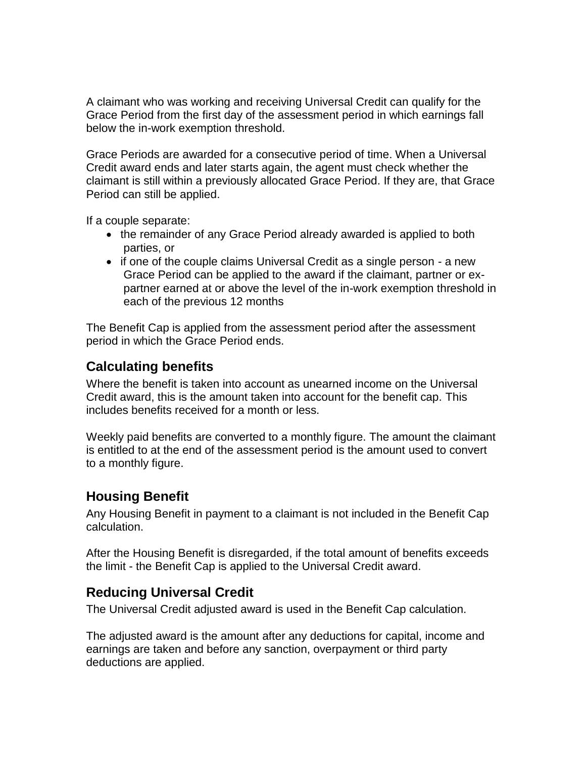A claimant who was working and receiving Universal Credit can qualify for the Grace Period from the first day of the assessment period in which earnings fall below the in-work exemption threshold.

Grace Periods are awarded for a consecutive period of time. When a Universal Credit award ends and later starts again, the agent must check whether the claimant is still within a previously allocated Grace Period. If they are, that Grace Period can still be applied.

If a couple separate:

- the remainder of any Grace Period already awarded is applied to both parties, or
- if one of the couple claims Universal Credit as a single person - a new Grace Period can be applied to the award if the claimant, partner or ex-partner earned at or above the level of the in-work exemption threshold in each of the previous 12 months

The Benefit Cap is applied from the assessment period after the assessment period in which the Grace Period ends.

## Calculating benefits

Where the benefit is taken into account as unearned income on the Universal Credit award, this is the amount taken into account for the benefit cap. This includes benefits received for a month or less.

Weekly paid benefits are converted to a monthly figure. The amount the claimant is entitled to at the end of the assessment period is the amount used to convert to a monthly figure.

## Housing Benefit

Any Housing Benefit in payment to a claimant is not included in the Benefit Cap calculation.

After the Housing Benefit is disregarded, if the total amount of benefits exceeds the limit - the Benefit Cap is applied to the Universal Credit award.

## Reducing Universal Credit

The Universal Credit adjusted award is used in the Benefit Cap calculation.

The adjusted award is the amount after any deductions for capital, income and earnings are taken and before any sanction, overpayment or third party deductions are applied.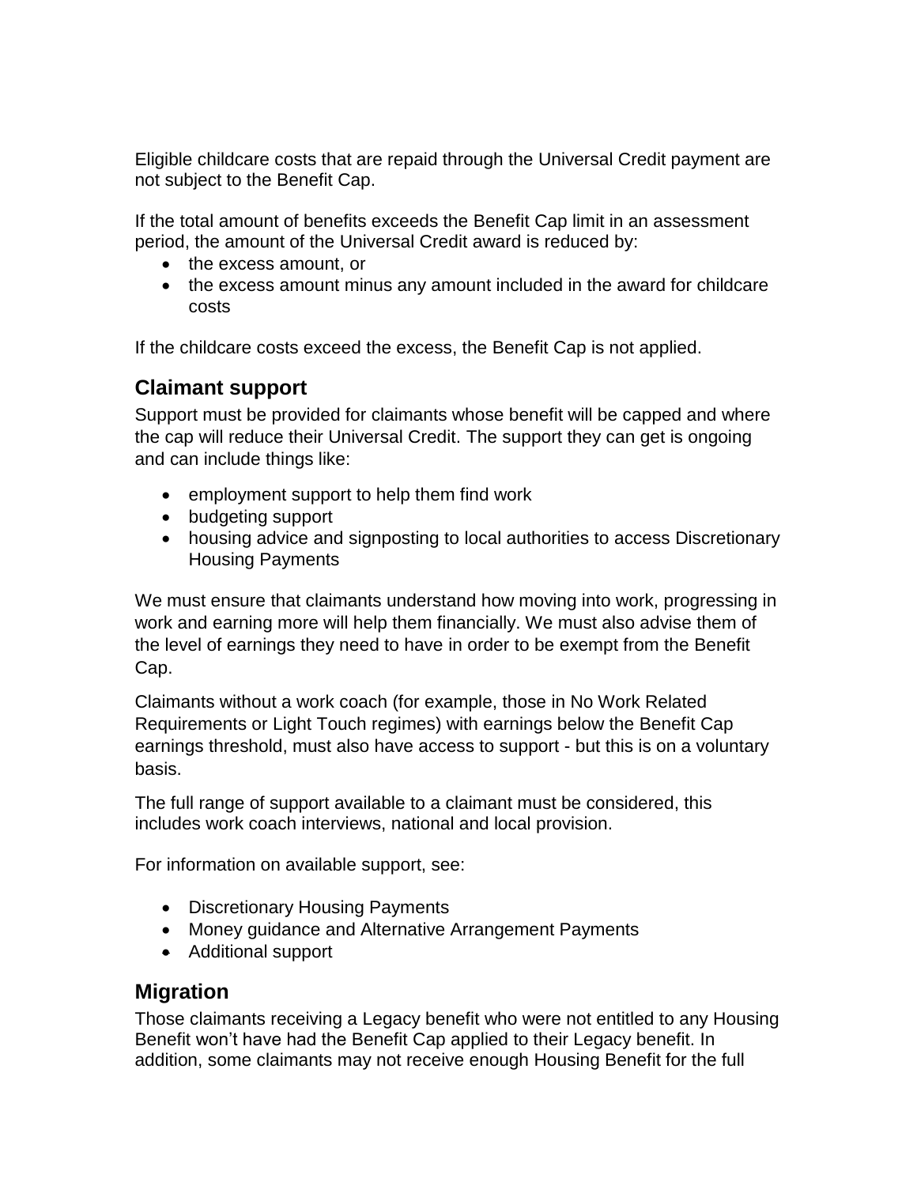Eligible childcare costs that are repaid through the Universal Credit payment are not subject to the Benefit Cap.

If the total amount of benefits exceeds the Benefit Cap limit in an assessment period, the amount of the Universal Credit award is reduced by:

- the excess amount, or
- the excess amount minus any amount included in the award for childcare costs

If the childcare costs exceed the excess, the Benefit Cap is not applied.

## Claimant support

Support must be provided for claimants whose benefit will be capped and where the cap will reduce their Universal Credit. The support they can get is ongoing and can include things like:

- employment support to help them find work
- budgeting support
- housing advice and signposting to local authorities to access Discretionary Housing Payments

We must ensure that claimants understand how moving into work, progressing in work and earning more will help them financially. We must also advise them of the level of earnings they need to have in order to be exempt from the Benefit Cap.

Claimants without a work coach (for example, those in No Work Related Requirements or Light Touch regimes) with earnings below the Benefit Cap earnings threshold, must also have access to support - but this is on a voluntary basis.

The full range of support available to a claimant must be considered, this includes work coach interviews, national and local provision.

For information on available support, see:

- Discretionary Housing Payments
- Money guidance and Alternative Arrangement Payments
- Additional support

## Migration

Those claimants receiving a Legacy benefit who were not entitled to any Housing Benefit won't have had the Benefit Cap applied to their Legacy benefit. In addition, some claimants may not receive enough Housing Benefit for the full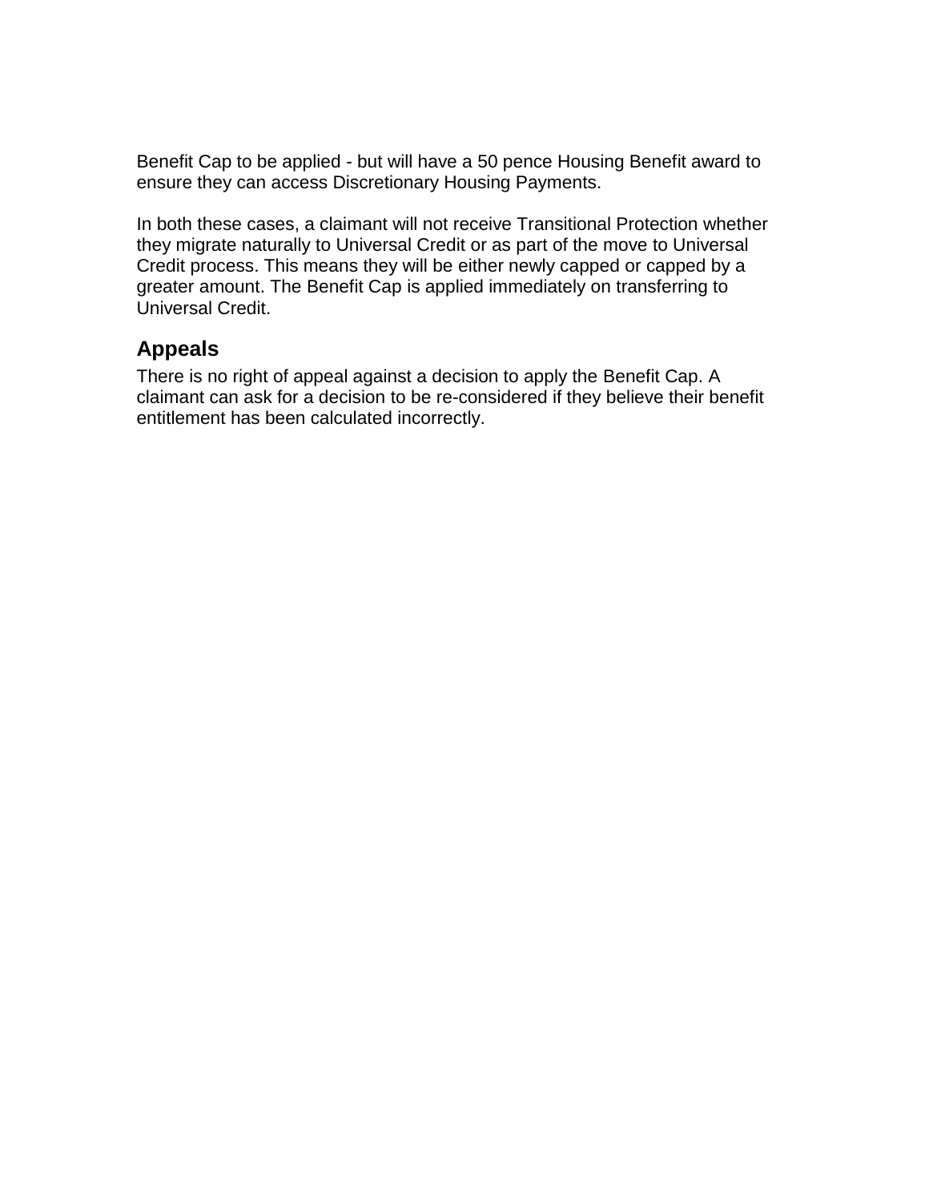Benefit Cap to be applied - but will have a 50 pence Housing Benefit award to ensure they can access Discretionary Housing Payments.

In both these cases, a claimant will not receive Transitional Protection whether they migrate naturally to Universal Credit or as part of the move to Universal Credit process. This means they will be either newly capped or capped by a greater amount. The Benefit Cap is applied immediately on transferring to Universal Credit.

## Appeals

There is no right of appeal against a decision to apply the Benefit Cap. A claimant can ask for a decision to be re-considered if they believe their benefit entitlement has been calculated incorrectly.